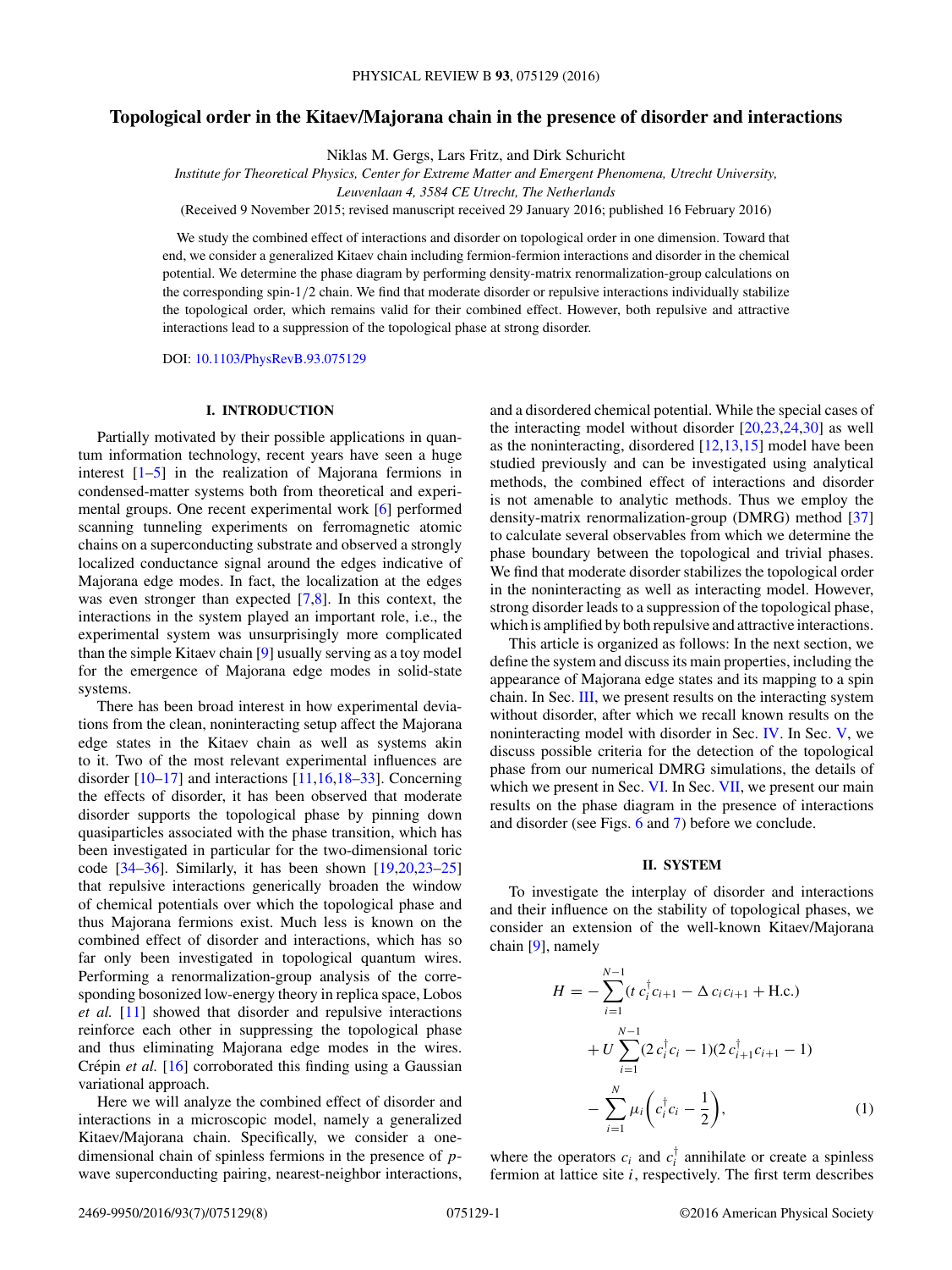# Topological order in the Kitaev/Majorana chain in the presence of disorder and interactions

Niklas M. Gergs, Lars Fritz, and Dirk Schuricht

*Institute for Theoretical Physics, Center for Extreme Matter and Emergent Phenomena, Utrecht University, Leuvenlaan 4, 3584 CE Utrecht, The Netherlands*

(Received 9 November 2015; revised manuscript received 29 January 2016; published 16 February 2016)

We study the combined effect of interactions and disorder on topological order in one dimension. Toward that end, we consider a generalized Kitaev chain including fermion-fermion interactions and disorder in the chemical potential. We determine the phase diagram by performing density-matrix renormalization-group calculations on the corresponding spin-1/2 chain. We find that moderate disorder or repulsive interactions individually stabilize the topological order, which remains valid for their combined effect. However, both repulsive and attractive interactions lead to a suppression of the topological phase at strong disorder.

DOI: 10.1103/PhysRevB.93.075129

## I. INTRODUCTION

Partially motivated by their possible applications in quantum information technology, recent years have seen a huge interest [1–5] in the realization of Majorana fermions in condensed-matter systems both from theoretical and experimental groups. One recent experimental work [6] performed scanning tunneling experiments on ferromagnetic atomic chains on a superconducting substrate and observed a strongly localized conductance signal around the edges indicative of Majorana edge modes. In fact, the localization at the edges was even stronger than expected [7,8]. In this context, the interactions in the system played an important role, i.e., the experimental system was unsurprisingly more complicated than the simple Kitaev chain [9] usually serving as a toy model for the emergence of Majorana edge modes in solid-state systems.

There has been broad interest in how experimental deviations from the clean, noninteracting setup affect the Majorana edge states in the Kitaev chain as well as systems akin to it. Two of the most relevant experimental influences are disorder [10–17] and interactions [11,16,18–33]. Concerning the effects of disorder, it has been observed that moderate disorder supports the topological phase by pinning down quasiparticles associated with the phase transition, which has been investigated in particular for the two-dimensional toric code [34–36]. Similarly, it has been shown [19,20,23–25] that repulsive interactions generically broaden the window of chemical potentials over which the topological phase and thus Majorana fermions exist. Much less is known on the combined effect of disorder and interactions, which has so far only been investigated in topological quantum wires. Performing a renormalization-group analysis of the corresponding bosonized low-energy theory in replica space, Lobos *et al.* [11] showed that disorder and repulsive interactions reinforce each other in suppressing the topological phase and thus eliminating Majorana edge modes in the wires. Crépin *et al.* [16] corroborated this finding using a Gaussian variational approach.

Here we will analyze the combined effect of disorder and interactions in a microscopic model, namely a generalized Kitaev/Majorana chain. Specifically, we consider a one-dimensional chain of spinless fermions in the presence of $p$-wave superconducting pairing, nearest-neighbor interactions, and a disordered chemical potential. While the special cases of the interacting model without disorder [20,23,24,30] as well as the noninteracting, disordered [12,13,15] model have been studied previously and can be investigated using analytical methods, the combined effect of interactions and disorder is not amenable to analytic methods. Thus we employ the density-matrix renormalization-group (DMRG) method [37] to calculate several observables from which we determine the phase boundary between the topological and trivial phases. We find that moderate disorder stabilizes the topological order in the noninteracting as well as interacting model. However, strong disorder leads to a suppression of the topological phase, which is amplified by both repulsive and attractive interactions.

This article is organized as follows: In the next section, we define the system and discuss its main properties, including the appearance of Majorana edge states and its mapping to a spin chain. In Sec. III, we present results on the interacting system without disorder, after which we recall known results on the noninteracting model with disorder in Sec. IV. In Sec. V, we discuss possible criteria for the detection of the topological phase from our numerical DMRG simulations, the details of which we present in Sec. VI. In Sec. VII, we present our main results on the phase diagram in the presence of interactions and disorder (see Figs. 6 and 7) before we conclude.

## II. SYSTEM

To investigate the interplay of disorder and interactions and their influence on the stability of topological phases, we consider an extension of the well-known Kitaev/Majorana chain [9], namely

$$
\begin{aligned}
H = &-\sum_{i=1}^{N-1}(t\,c_i^\dagger c_{i+1} - \Delta\,c_i c_{i+1} + \text{H.c.}) \\
&+ U\sum_{i=1}^{N-1}(2\,c_i^\dagger c_i - 1)(2\,c_{i+1}^\dagger c_{i+1} - 1) \\
&- \sum_{i=1}^{N}\mu_i\left(c_i^\dagger c_i - \frac{1}{2}\right),
\end{aligned}
\tag{1}
$$

where the operators $c_i$ and $c_i^\dagger$ annihilate or create a spinless fermion at lattice site $i$, respectively. The first term describes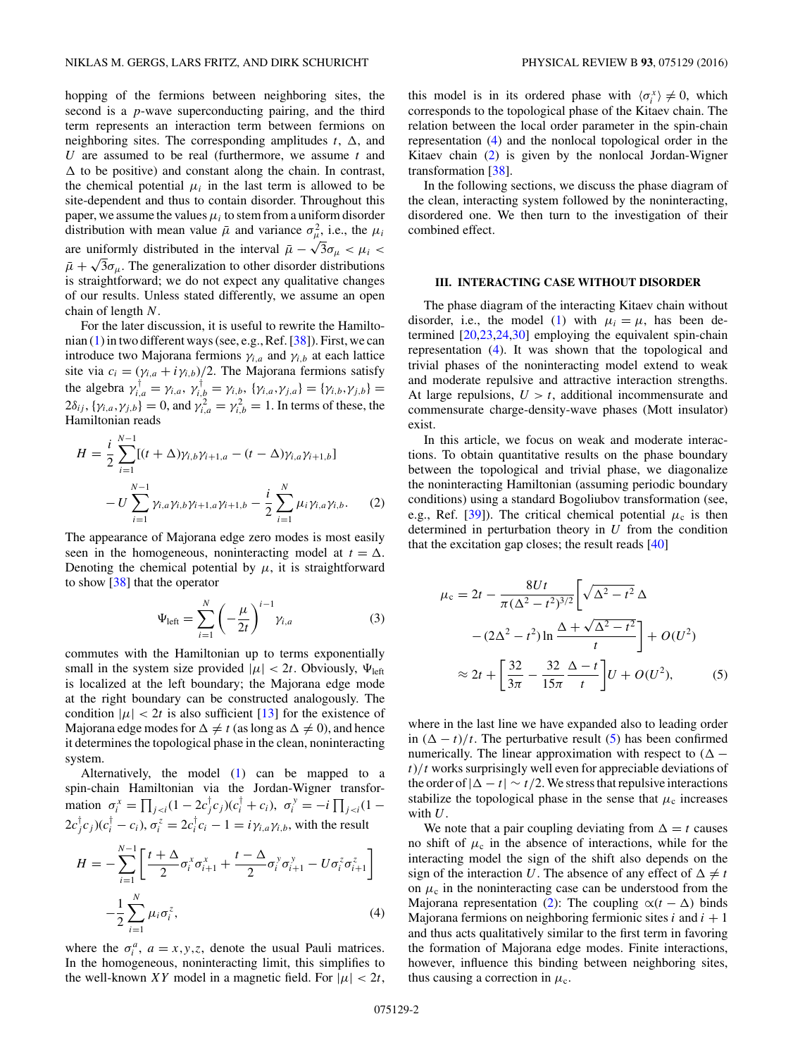hopping of the fermions between neighboring sites, the second is a $p$-wave superconducting pairing, and the third term represents an interaction term between fermions on neighboring sites. The corresponding amplitudes $t$, $\Delta$, and $U$ are assumed to be real (furthermore, we assume $t$ and $\Delta$ to be positive) and constant along the chain. In contrast, the chemical potential $\mu_i$ in the last term is allowed to be site-dependent and thus to contain disorder. Throughout this paper, we assume the values $\mu_i$ to stem from a uniform disorder distribution with mean value $\bar{\mu}$ and variance $\sigma_\mu^2$, i.e., the $\mu_i$ are uniformly distributed in the interval $\bar{\mu} - \sqrt{3}\sigma_\mu < \mu_i < \bar{\mu} + \sqrt{3}\sigma_\mu$. The generalization to other disorder distributions is straightforward; we do not expect any qualitative changes of our results. Unless stated differently, we assume an open chain of length $N$.

For the later discussion, it is useful to rewrite the Hamiltonian (1) in two different ways (see, e.g., Ref. [38]). First, we can introduce two Majorana fermions $\gamma_{i,a}$ and $\gamma_{i,b}$ at each lattice site via $c_i = (\gamma_{i,a} + i\gamma_{i,b})/2$. The Majorana fermions satisfy the algebra $\gamma_{i,a}^\dagger = \gamma_{i,a}$, $\gamma_{i,b}^\dagger = \gamma_{i,b}$, $\{\gamma_{i,a},\gamma_{j,a}\} = \{\gamma_{i,b},\gamma_{j,b}\} = 2\delta_{ij}$, $\{\gamma_{i,a},\gamma_{j,b}\} = 0$, and $\gamma_{i,a}^2 = \gamma_{i,b}^2 = 1$. In terms of these, the Hamiltonian reads

$$H = \frac{i}{2}\sum_{i=1}^{N-1}[(t+\Delta)\gamma_{i,b}\gamma_{i+1,a} - (t-\Delta)\gamma_{i,a}\gamma_{i+1,b}] - U\sum_{i=1}^{N-1}\gamma_{i,a}\gamma_{i,b}\gamma_{i+1,a}\gamma_{i+1,b} - \frac{i}{2}\sum_{i=1}^{N}\mu_i\gamma_{i,a}\gamma_{i,b}. \quad (2)$$

The appearance of Majorana edge zero modes is most easily seen in the homogeneous, noninteracting model at $t = \Delta$. Denoting the chemical potential by $\mu$, it is straightforward to show [38] that the operator

$$\Psi_{\text{left}} = \sum_{i=1}^{N}\left(-\frac{\mu}{2t}\right)^{i-1}\gamma_{i,a} \quad (3)$$

commutes with the Hamiltonian up to terms exponentially small in the system size provided $|\mu| < 2t$. Obviously, $\Psi_{\text{left}}$ is localized at the left boundary; the Majorana edge mode at the right boundary can be constructed analogously. The condition $|\mu| < 2t$ is also sufficient [13] for the existence of Majorana edge modes for $\Delta \neq t$ (as long as $\Delta \neq 0$), and hence it determines the topological phase in the clean, noninteracting system.

Alternatively, the model (1) can be mapped to a spin-chain Hamiltonian via the Jordan-Wigner transformation $\sigma_i^x = \prod_{j<i}(1-2c_j^\dagger c_j)(c_i^\dagger + c_i)$, $\sigma_i^y = -i\prod_{j<i}(1-2c_j^\dagger c_j)(c_i^\dagger - c_i)$, $\sigma_i^z = 2c_i^\dagger c_i - 1 = i\gamma_{i,a}\gamma_{i,b}$, with the result

$$H = -\sum_{i=1}^{N-1}\left[\frac{t+\Delta}{2}\sigma_i^x\sigma_{i+1}^x + \frac{t-\Delta}{2}\sigma_i^y\sigma_{i+1}^y - U\sigma_i^z\sigma_{i+1}^z\right] - \frac{1}{2}\sum_{i=1}^{N}\mu_i\sigma_i^z, \quad (4)$$

where the $\sigma_i^a$, $a = x,y,z$, denote the usual Pauli matrices. In the homogeneous, noninteracting limit, this simplifies to the well-known $XY$ model in a magnetic field. For $|\mu| < 2t$, this model is in its ordered phase with $\langle\sigma_i^x\rangle \neq 0$, which corresponds to the topological phase of the Kitaev chain. The relation between the local order parameter in the spin-chain representation (4) and the nonlocal topological order in the Kitaev chain (2) is given by the nonlocal Jordan-Wigner transformation [38].

In the following sections, we discuss the phase diagram of the clean, interacting system followed by the noninteracting, disordered one. We then turn to the investigation of their combined effect.

## III. INTERACTING CASE WITHOUT DISORDER

The phase diagram of the interacting Kitaev chain without disorder, i.e., the model (1) with $\mu_i = \mu$, has been determined [20,23,24,30] employing the equivalent spin-chain representation (4). It was shown that the topological and trivial phases of the noninteracting model extend to weak and moderate repulsive and attractive interaction strengths. At large repulsions, $U > t$, additional incommensurate and commensurate charge-density-wave phases (Mott insulator) exist.

In this article, we focus on weak and moderate interactions. To obtain quantitative results on the phase boundary between the topological and trivial phase, we diagonalize the noninteracting Hamiltonian (assuming periodic boundary conditions) using a standard Bogoliubov transformation (see, e.g., Ref. [39]). The critical chemical potential $\mu_c$ is then determined in perturbation theory in $U$ from the condition that the excitation gap closes; the result reads [40]

$$\begin{aligned}\mu_c &= 2t - \frac{8Ut}{\pi(\Delta^2 - t^2)^{3/2}}\left[\sqrt{\Delta^2 - t^2}\,\Delta - (2\Delta^2 - t^2)\ln\frac{\Delta + \sqrt{\Delta^2 - t^2}}{t}\right] + O(U^2)\\ &\approx 2t + \left[\frac{32}{3\pi} - \frac{32}{15\pi}\frac{\Delta - t}{t}\right]U + O(U^2),\end{aligned} \quad (5)$$

where in the last line we have expanded also to leading order in $(\Delta - t)/t$. The perturbative result (5) has been confirmed numerically. The linear approximation with respect to $(\Delta - t)/t$ works surprisingly well even for appreciable deviations of the order of $|\Delta - t| \sim t/2$. We stress that repulsive interactions stabilize the topological phase in the sense that $\mu_c$ increases with $U$.

We note that a pair coupling deviating from $\Delta = t$ causes no shift of $\mu_c$ in the absence of interactions, while for the interacting model the sign of the shift also depends on the sign of the interaction $U$. The absence of any effect of $\Delta \neq t$ on $\mu_c$ in the noninteracting case can be understood from the Majorana representation (2): The coupling $\propto(t - \Delta)$ binds Majorana fermions on neighboring fermionic sites $i$ and $i+1$ and thus acts qualitatively similar to the first term in favoring the formation of Majorana edge modes. Finite interactions, however, influence this binding between neighboring sites, thus causing a correction in $\mu_c$.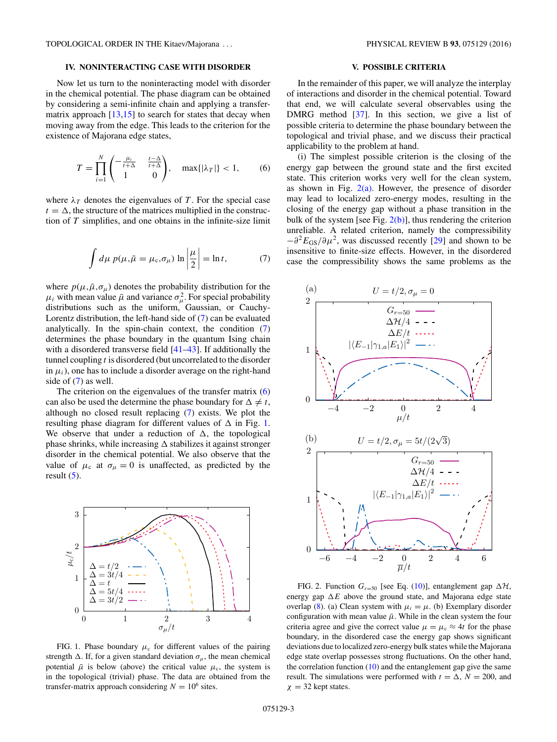## IV. NONINTERACTING CASE WITH DISORDER

Now let us turn to the noninteracting model with disorder in the chemical potential. The phase diagram can be obtained by considering a semi-infinite chain and applying a transfer-matrix approach [13,15] to search for states that decay when moving away from the edge. This leads to the criterion for the existence of Majorana edge states,

$$T = \prod_{i=1}^{N} \begin{pmatrix} -\frac{\mu_i}{t+\Delta} & \frac{t-\Delta}{t+\Delta} \\ 1 & 0 \end{pmatrix}, \quad \max\{|\lambda_T|\} < 1, \tag{6}$$

where $\lambda_T$ denotes the eigenvalues of $T$. For the special case $t = \Delta$, the structure of the matrices multiplied in the construction of $T$ simplifies, and one obtains in the infinite-size limit

$$\int d\mu \; p(\mu,\bar{\mu} = \mu_c,\sigma_\mu) \ln \left|\frac{\mu}{2}\right| = \ln t, \tag{7}$$

where $p(\mu,\bar{\mu},\sigma_\mu)$ denotes the probability distribution for the $\mu_i$ with mean value $\bar{\mu}$ and variance $\sigma_\mu^2$. For special probability distributions such as the uniform, Gaussian, or Cauchy-Lorentz distribution, the left-hand side of (7) can be evaluated analytically. In the spin-chain context, the condition (7) determines the phase boundary in the quantum Ising chain with a disordered transverse field [41–43]. If additionally the tunnel coupling $t$ is disordered (but uncorrelated to the disorder in $\mu_i$), one has to include a disorder average on the right-hand side of (7) as well.

The criterion on the eigenvalues of the transfer matrix (6) can also be used the determine the phase boundary for $\Delta \neq t$, although no closed result replacing (7) exists. We plot the resulting phase diagram for different values of $\Delta$ in Fig. 1. We observe that under a reduction of $\Delta$, the topological phase shrinks, while increasing $\Delta$ stabilizes it against stronger disorder in the chemical potential. We also observe that the value of $\mu_c$ at $\sigma_\mu = 0$ is unaffected, as predicted by the result (5).

FIG. 1. Phase boundary $\mu_c$ for different values of the pairing strength $\Delta$. If, for a given standard deviation $\sigma_\mu$, the mean chemical potential $\bar{\mu}$ is below (above) the critical value $\mu_c$, the system is in the topological (trivial) phase. The data are obtained from the transfer-matrix approach considering $N = 10^6$ sites.

## V. POSSIBLE CRITERIA

In the remainder of this paper, we will analyze the interplay of interactions and disorder in the chemical potential. Toward that end, we will calculate several observables using the DMRG method [37]. In this section, we give a list of possible criteria to determine the phase boundary between the topological and trivial phase, and we discuss their practical applicability to the problem at hand.

(i) The simplest possible criterion is the closing of the energy gap between the ground state and the first excited state. This criterion works very well for the clean system, as shown in Fig. 2(a). However, the presence of disorder may lead to localized zero-energy modes, resulting in the closing of the energy gap without a phase transition in the bulk of the system [see Fig. 2(b)], thus rendering the criterion unreliable. A related criterion, namely the compressibility $-\partial^2 E_{\mathrm{GS}}/\partial\mu^2$, was discussed recently [29] and shown to be insensitive to finite-size effects. However, in the disordered case the compressibility shows the same problems as the

FIG. 2. Function $G_{r=50}$ [see Eq. (10)], entanglement gap $\Delta\mathcal{H}$, energy gap $\Delta E$ above the ground state, and Majorana edge state overlap (8). (a) Clean system with $\mu_i = \mu$. (b) Exemplary disorder configuration with mean value $\bar{\mu}$. While in the clean system the four criteria agree and give the correct value $\mu = \mu_c \approx 4t$ for the phase boundary, in the disordered case the energy gap shows significant deviations due to localized zero-energy bulk states while the Majorana edge state overlap possesses strong fluctuations. On the other hand, the correlation function (10) and the entanglement gap give the same result. The simulations were performed with $t = \Delta$, $N = 200$, and $\chi = 32$ kept states.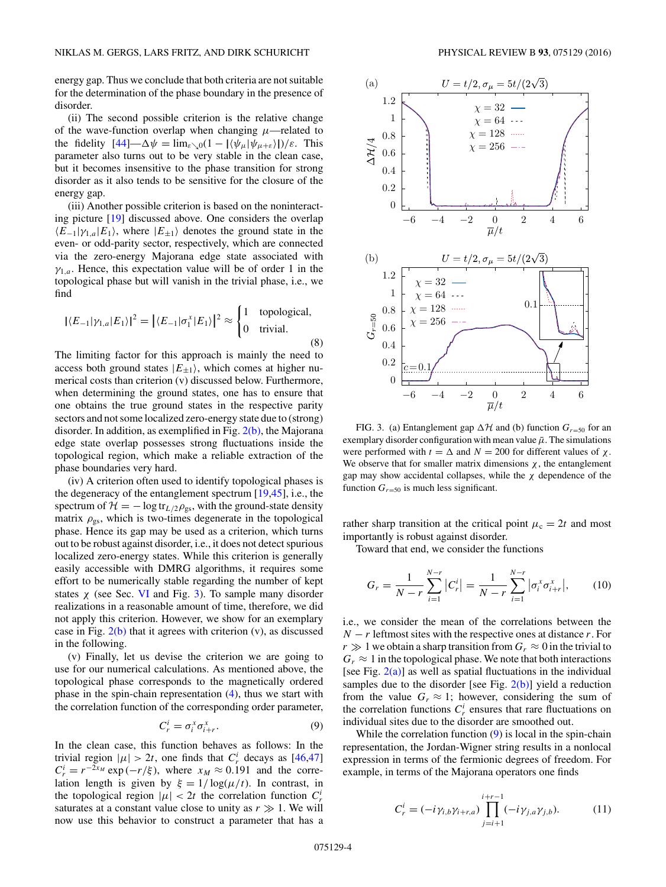energy gap. Thus we conclude that both criteria are not suitable for the determination of the phase boundary in the presence of disorder.

(ii) The second possible criterion is the relative change of the wave-function overlap when changing $\mu$—related to the fidelity [44]—$\Delta\psi = \lim_{\varepsilon\searrow 0}(1 - |\langle\psi_\mu|\psi_{\mu+\varepsilon}\rangle|)/\varepsilon$. This parameter also turns out to be very stable in the clean case, but it becomes insensitive to the phase transition for strong disorder as it also tends to be sensitive for the closure of the energy gap.

(iii) Another possible criterion is based on the noninteracting picture [19] discussed above. One considers the overlap $\langle E_{-1}|\gamma_{1,a}|E_1\rangle$, where $|E_{\pm 1}\rangle$ denotes the ground state in the even- or odd-parity sector, respectively, which are connected via the zero-energy Majorana edge state associated with $\gamma_{1,a}$. Hence, this expectation value will be of order 1 in the topological phase but will vanish in the trivial phase, i.e., we find

$$|\langle E_{-1}|\gamma_{1,a}|E_1\rangle|^2 = \left|\langle E_{-1}|\sigma_1^x|E_1\rangle\right|^2 \approx \begin{cases} 1 & \text{topological,} \\ 0 & \text{trivial.} \end{cases} \tag{8}$$

The limiting factor for this approach is mainly the need to access both ground states $|E_{\pm 1}\rangle$, which comes at higher numerical costs than criterion (v) discussed below. Furthermore, when determining the ground states, one has to ensure that one obtains the true ground states in the respective parity sectors and not some localized zero-energy state due to (strong) disorder. In addition, as exemplified in Fig. 2(b), the Majorana edge state overlap possesses strong fluctuations inside the topological region, which make a reliable extraction of the phase boundaries very hard.

(iv) A criterion often used to identify topological phases is the degeneracy of the entanglement spectrum [19,45], i.e., the spectrum of $\mathcal{H} = -\log \mathrm{tr}_{L/2}\rho_{\mathrm{gs}}$, with the ground-state density matrix $\rho_{\mathrm{gs}}$, which is two-times degenerate in the topological phase. Hence its gap may be used as a criterion, which turns out to be robust against disorder, i.e., it does not detect spurious localized zero-energy states. While this criterion is generally easily accessible with DMRG algorithms, it requires some effort to be numerically stable regarding the number of kept states $\chi$ (see Sec. VI and Fig. 3). To sample many disorder realizations in a reasonable amount of time, therefore, we did not apply this criterion. However, we show for an exemplary case in Fig. 2(b) that it agrees with criterion (v), as discussed in the following.

(v) Finally, let us devise the criterion we are going to use for our numerical calculations. As mentioned above, the topological phase corresponds to the magnetically ordered phase in the spin-chain representation (4), thus we start with the correlation function of the corresponding order parameter,

$$C_r^i = \sigma_i^x \sigma_{i+r}^x. \tag{9}$$

In the clean case, this function behaves as follows: In the trivial region $|\mu| > 2t$, one finds that $C_r^i$ decays as [46,47] $C_r^i = r^{-2x_M} \exp(-r/\xi)$, where $x_M \approx 0.191$ and the correlation length is given by $\xi = 1/\log(\mu/t)$. In contrast, in the topological region $|\mu| < 2t$ the correlation function $C_r^i$ saturates at a constant value close to unity as $r \gg 1$. We will now use this behavior to construct a parameter that has a rather sharp transition at the critical point $\mu_c = 2t$ and most importantly is robust against disorder.

FIG. 3. (a) Entanglement gap $\Delta\mathcal{H}$ and (b) function $G_{r=50}$ for an exemplary disorder configuration with mean value $\bar{\mu}$. The simulations were performed with $t = \Delta$ and $N = 200$ for different values of $\chi$. We observe that for smaller matrix dimensions $\chi$, the entanglement gap may show accidental collapses, while the $\chi$ dependence of the function $G_{r=50}$ is much less significant.

Toward that end, we consider the functions

$$G_r = \frac{1}{N-r}\sum_{i=1}^{N-r}|C_r^i| = \frac{1}{N-r}\sum_{i=1}^{N-r}\left|\sigma_i^x\sigma_{i+r}^x\right|, \tag{10}$$

i.e., we consider the mean of the correlations between the $N - r$ leftmost sites with the respective ones at distance $r$. For $r \gg 1$ we obtain a sharp transition from $G_r \approx 0$ in the trivial to $G_r \approx 1$ in the topological phase. We note that both interactions [see Fig. 2(a)] as well as spatial fluctuations in the individual samples due to the disorder [see Fig. 2(b)] yield a reduction from the value $G_r \approx 1$; however, considering the sum of the correlation functions $C_r^i$ ensures that rare fluctuations on individual sites due to the disorder are smoothed out.

While the correlation function (9) is local in the spin-chain representation, the Jordan-Wigner string results in a nonlocal expression in terms of the fermionic degrees of freedom. For example, in terms of the Majorana operators one finds

$$C_r^i = (-i\gamma_{i,b}\gamma_{i+r,a})\prod_{j=i+1}^{i+r-1}(-i\gamma_{j,a}\gamma_{j,b}). \tag{11}$$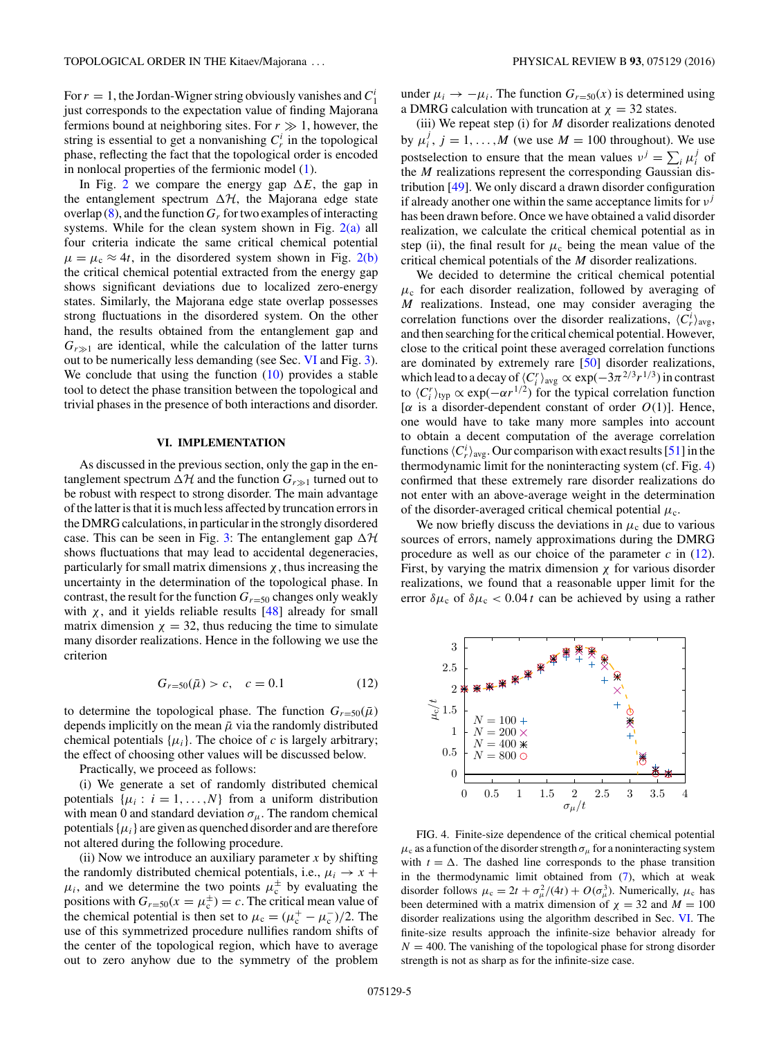For $r = 1$, the Jordan-Wigner string obviously vanishes and $C_1^i$ just corresponds to the expectation value of finding Majorana fermions bound at neighboring sites. For $r \gg 1$, however, the string is essential to get a nonvanishing $C_r^i$ in the topological phase, reflecting the fact that the topological order is encoded in nonlocal properties of the fermionic model (1).

In Fig. 2 we compare the energy gap $\Delta E$, the gap in the entanglement spectrum $\Delta\mathcal{H}$, the Majorana edge state overlap (8), and the function $G_r$ for two examples of interacting systems. While for the clean system shown in Fig. 2(a) all four criteria indicate the same critical chemical potential $\mu = \mu_c \approx 4t$, in the disordered system shown in Fig. 2(b) the critical chemical potential extracted from the energy gap shows significant deviations due to localized zero-energy states. Similarly, the Majorana edge state overlap possesses strong fluctuations in the disordered system. On the other hand, the results obtained from the entanglement gap and $G_{r\gg1}$ are identical, while the calculation of the latter turns out to be numerically less demanding (see Sec. VI and Fig. 3). We conclude that using the function (10) provides a stable tool to detect the phase transition between the topological and trivial phases in the presence of both interactions and disorder.

## VI. IMPLEMENTATION

As discussed in the previous section, only the gap in the entanglement spectrum $\Delta\mathcal{H}$ and the function $G_{r\gg1}$ turned out to be robust with respect to strong disorder. The main advantage of the latter is that it is much less affected by truncation errors in the DMRG calculations, in particular in the strongly disordered case. This can be seen in Fig. 3: The entanglement gap $\Delta\mathcal{H}$ shows fluctuations that may lead to accidental degeneracies, particularly for small matrix dimensions $\chi$, thus increasing the uncertainty in the determination of the topological phase. In contrast, the result for the function $G_{r=50}$ changes only weakly with $\chi$, and it yields reliable results [48] already for small matrix dimension $\chi = 32$, thus reducing the time to simulate many disorder realizations. Hence in the following we use the criterion

$$G_{r=50}(\bar{\mu}) > c, \quad c = 0.1 \tag{12}$$

to determine the topological phase. The function $G_{r=50}(\bar{\mu})$ depends implicitly on the mean $\bar{\mu}$ via the randomly distributed chemical potentials $\{\mu_i\}$. The choice of $c$ is largely arbitrary; the effect of choosing other values will be discussed below.

Practically, we proceed as follows:

(i) We generate a set of randomly distributed chemical potentials $\{\mu_i : i = 1,\ldots,N\}$ from a uniform distribution with mean 0 and standard deviation $\sigma_\mu$. The random chemical potentials $\{\mu_i\}$ are given as quenched disorder and are therefore not altered during the following procedure.

(ii) Now we introduce an auxiliary parameter $x$ by shifting the randomly distributed chemical potentials, i.e., $\mu_i \to x + \mu_i$, and we determine the two points $\mu_c^\pm$ by evaluating the positions with $G_{r=50}(x = \mu_c^\pm) = c$. The critical mean value of the chemical potential is then set to $\mu_c = (\mu_c^+ - \mu_c^-)/2$. The use of this symmetrized procedure nullifies random shifts of the center of the topological region, which have to average out to zero anyhow due to the symmetry of the problem under $\mu_i \to -\mu_i$. The function $G_{r=50}(x)$ is determined using a DMRG calculation with truncation at $\chi = 32$ states.

(iii) We repeat step (i) for $M$ disorder realizations denoted by $\mu_i^j$, $j = 1,\ldots,M$ (we use $M = 100$ throughout). We use postselection to ensure that the mean values $\nu^j = \sum_i \mu_i^j$ of the $M$ realizations represent the corresponding Gaussian distribution [49]. We only discard a drawn disorder configuration if already another one within the same acceptance limits for $\nu^j$ has been drawn before. Once we have obtained a valid disorder realization, we calculate the critical chemical potential as in step (ii), the final result for $\mu_c$ being the mean value of the critical chemical potentials of the $M$ disorder realizations.

We decided to determine the critical chemical potential $\mu_c$ for each disorder realization, followed by averaging of $M$ realizations. Instead, one may consider averaging the correlation functions over the disorder realizations, $\langle C_r^i \rangle_{\text{avg}}$, and then searching for the critical chemical potential. However, close to the critical point these averaged correlation functions are dominated by extremely rare [50] disorder realizations, which lead to a decay of $\langle C_r^i \rangle_{\text{avg}} \propto \exp(-3\pi^{2/3} r^{1/3})$ in contrast to $\langle C_i^r \rangle_{\text{typ}} \propto \exp(-\alpha r^{1/2})$ for the typical correlation function [$\alpha$ is a disorder-dependent constant of order $O(1)$]. Hence, one would have to take many more samples into account to obtain a decent computation of the average correlation functions $\langle C_r^i \rangle_{\text{avg}}$. Our comparison with exact results [51] in the thermodynamic limit for the noninteracting system (cf. Fig. 4) confirmed that these extremely rare disorder realizations do not enter with an above-average weight in the determination of the disorder-averaged critical chemical potential $\mu_c$.

We now briefly discuss the deviations in $\mu_c$ due to various sources of errors, namely approximations during the DMRG procedure as well as our choice of the parameter $c$ in (12). First, by varying the matrix dimension $\chi$ for various disorder realizations, we found that a reasonable upper limit for the error $\delta\mu_c$ of $\delta\mu_c < 0.04\,t$ can be achieved by using a rather

FIG. 4. Finite-size dependence of the critical chemical potential $\mu_c$ as a function of the disorder strength $\sigma_\mu$ for a noninteracting system with $t = \Delta$. The dashed line corresponds to the phase transition in the thermodynamic limit obtained from (7), which at weak disorder follows $\mu_c = 2t + \sigma_\mu^2/(4t) + O(\sigma_\mu^3)$. Numerically, $\mu_c$ has been determined with a matrix dimension of $\chi = 32$ and $M = 100$ disorder realizations using the algorithm described in Sec. VI. The finite-size results approach the infinite-size behavior already for $N = 400$. The vanishing of the topological phase for strong disorder strength is not as sharp as for the infinite-size case.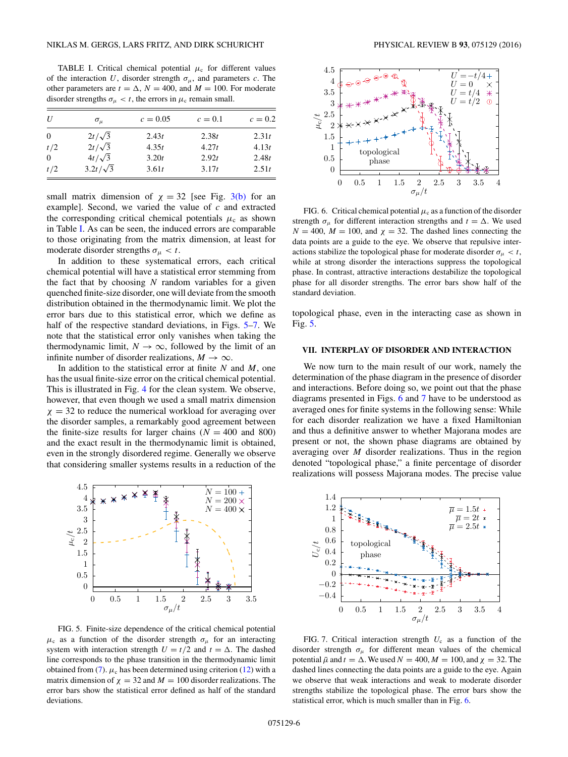TABLE I. Critical chemical potential $\mu_c$ for different values of the interaction $U$, disorder strength $\sigma_\mu$, and parameters $c$. The other parameters are $t = \Delta$, $N = 400$, and $M = 100$. For moderate disorder strengths $\sigma_\mu < t$, the errors in $\mu_c$ remain small.

| $U$ | $\sigma_\mu$ | $c = 0.05$ | $c = 0.1$ | $c = 0.2$ |
|---|---|---|---|---|
| 0 | $2t/\sqrt{3}$ | $2.43t$ | $2.38t$ | $2.31t$ |
| $t/2$ | $2t/\sqrt{3}$ | $4.35t$ | $4.27t$ | $4.13t$ |
| 0 | $4t/\sqrt{3}$ | $3.20t$ | $2.92t$ | $2.48t$ |
| $t/2$ | $3.2t/\sqrt{3}$ | $3.61t$ | $3.17t$ | $2.51t$ |

small matrix dimension of $\chi = 32$ [see Fig. 3(b) for an example]. Second, we varied the value of $c$ and extracted the corresponding critical chemical potentials $\mu_c$ as shown in Table I. As can be seen, the induced errors are comparable to those originating from the matrix dimension, at least for moderate disorder strengths $\sigma_\mu < t$.

In addition to these systematical errors, each critical chemical potential will have a statistical error stemming from the fact that by choosing $N$ random variables for a given quenched finite-size disorder, one will deviate from the smooth distribution obtained in the thermodynamic limit. We plot the error bars due to this statistical error, which we define as half of the respective standard deviations, in Figs. 5–7. We note that the statistical error only vanishes when taking the thermodynamic limit, $N \to \infty$, followed by the limit of an infinite number of disorder realizations, $M \to \infty$.

In addition to the statistical error at finite $N$ and $M$, one has the usual finite-size error on the critical chemical potential. This is illustrated in Fig. 4 for the clean system. We observe, however, that even though we used a small matrix dimension $\chi = 32$ to reduce the numerical workload for averaging over the disorder samples, a remarkably good agreement between the finite-size results for larger chains ($N = 400$ and 800) and the exact result in the thermodynamic limit is obtained, even in the strongly disordered regime. Generally we observe that considering smaller systems results in a reduction of the topological phase, even in the interacting case as shown in Fig. 5.

FIG. 5. Finite-size dependence of the critical chemical potential $\mu_c$ as a function of the disorder strength $\sigma_\mu$ for an interacting system with interaction strength $U = t/2$ and $t = \Delta$. The dashed line corresponds to the phase transition in the thermodynamic limit obtained from (7). $\mu_c$ has been determined using criterion (12) with a matrix dimension of $\chi = 32$ and $M = 100$ disorder realizations. The error bars show the statistical error defined as half of the standard deviations.

FIG. 6. Critical chemical potential $\mu_c$ as a function of the disorder strength $\sigma_\mu$ for different interaction strengths and $t = \Delta$. We used $N = 400$, $M = 100$, and $\chi = 32$. The dashed lines connecting the data points are a guide to the eye. We observe that repulsive interactions stabilize the topological phase for moderate disorder $\sigma_\mu < t$, while at strong disorder the interactions suppress the topological phase. In contrast, attractive interactions destabilize the topological phase for all disorder strengths. The error bars show half of the standard deviation.

## VII. INTERPLAY OF DISORDER AND INTERACTION

We now turn to the main result of our work, namely the determination of the phase diagram in the presence of disorder and interactions. Before doing so, we point out that the phase diagrams presented in Figs. 6 and 7 have to be understood as averaged ones for finite systems in the following sense: While for each disorder realization we have a fixed Hamiltonian and thus a definitive answer to whether Majorana modes are present or not, the shown phase diagrams are obtained by averaging over $M$ disorder realizations. Thus in the region denoted "topological phase," a finite percentage of disorder realizations will possess Majorana modes. The precise value

FIG. 7. Critical interaction strength $U_c$ as a function of the disorder strength $\sigma_\mu$ for different mean values of the chemical potential $\bar{\mu}$ and $t = \Delta$. We used $N = 400$, $M = 100$, and $\chi = 32$. The dashed lines connecting the data points are a guide to the eye. Again we observe that weak interactions and weak to moderate disorder strengths stabilize the topological phase. The error bars show the statistical error, which is much smaller than in Fig. 6.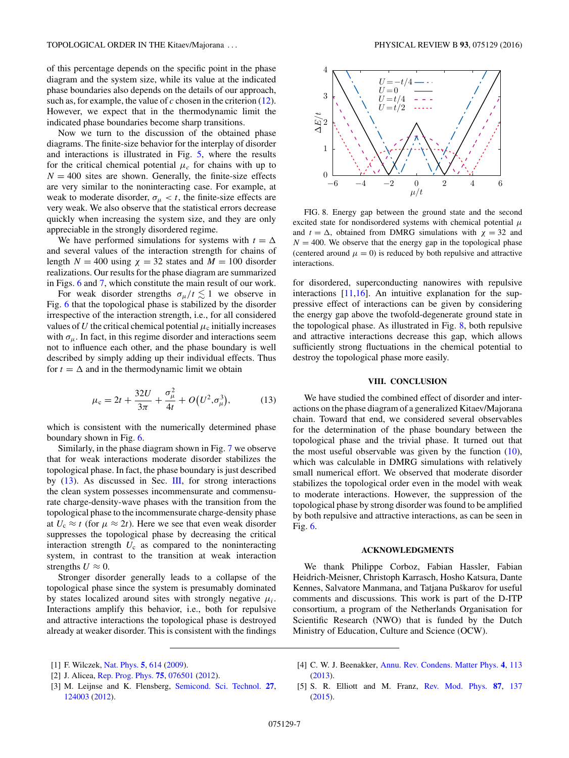of this percentage depends on the specific point in the phase diagram and the system size, while its value at the indicated phase boundaries also depends on the details of our approach, such as, for example, the value of $c$ chosen in the criterion (12). However, we expect that in the thermodynamic limit the indicated phase boundaries become sharp transitions.

Now we turn to the discussion of the obtained phase diagrams. The finite-size behavior for the interplay of disorder and interactions is illustrated in Fig. 5, where the results for the critical chemical potential $\mu_c$ for chains with up to $N = 400$ sites are shown. Generally, the finite-size effects are very similar to the noninteracting case. For example, at weak to moderate disorder, $\sigma_\mu < t$, the finite-size effects are very weak. We also observe that the statistical errors decrease quickly when increasing the system size, and they are only appreciable in the strongly disordered regime.

We have performed simulations for systems with $t = \Delta$ and several values of the interaction strength for chains of length $N = 400$ using $\chi = 32$ states and $M = 100$ disorder realizations. Our results for the phase diagram are summarized in Figs. 6 and 7, which constitute the main result of our work.

For weak disorder strengths $\sigma_\mu/t \lesssim 1$ we observe in Fig. 6 that the topological phase is stabilized by the disorder irrespective of the interaction strength, i.e., for all considered values of $U$ the critical chemical potential $\mu_c$ initially increases with $\sigma_\mu$. In fact, in this regime disorder and interactions seem not to influence each other, and the phase boundary is well described by simply adding up their individual effects. Thus for $t = \Delta$ and in the thermodynamic limit we obtain

$$\mu_c = 2t + \frac{32U}{3\pi} + \frac{\sigma_\mu^2}{4t} + O(U^2, \sigma_\mu^3), \tag{13}$$

which is consistent with the numerically determined phase boundary shown in Fig. 6.

Similarly, in the phase diagram shown in Fig. 7 we observe that for weak interactions moderate disorder stabilizes the topological phase. In fact, the phase boundary is just described by (13). As discussed in Sec. III, for strong interactions the clean system possesses incommensurate and commensurate charge-density-wave phases with the transition from the topological phase to the incommensurate charge-density phase at $U_c \approx t$ (for $\mu \approx 2t$). Here we see that even weak disorder suppresses the topological phase by decreasing the critical interaction strength $U_c$ as compared to the noninteracting system, in contrast to the transition at weak interaction strengths $U \approx 0$.

Stronger disorder generally leads to a collapse of the topological phase since the system is presumably dominated by states localized around sites with strongly negative $\mu_i$. Interactions amplify this behavior, i.e., both for repulsive and attractive interactions the topological phase is destroyed already at weaker disorder. This is consistent with the findings for disordered, superconducting nanowires with repulsive interactions [11,16]. An intuitive explanation for the suppressive effect of interactions can be given by considering the energy gap above the twofold-degenerate ground state in the topological phase. As illustrated in Fig. 8, both repulsive and attractive interactions decrease this gap, which allows sufficiently strong fluctuations in the chemical potential to destroy the topological phase more easily.

FIG. 8. Energy gap between the ground state and the second excited state for nondisordered systems with chemical potential $\mu$ and $t = \Delta$, obtained from DMRG simulations with $\chi = 32$ and $N = 400$. We observe that the energy gap in the topological phase (centered around $\mu = 0$) is reduced by both repulsive and attractive interactions.

## VIII. CONCLUSION

We have studied the combined effect of disorder and interactions on the phase diagram of a generalized Kitaev/Majorana chain. Toward that end, we considered several observables for the determination of the phase boundary between the topological phase and the trivial phase. It turned out that the most useful observable was given by the function (10), which was calculable in DMRG simulations with relatively small numerical effort. We observed that moderate disorder stabilizes the topological order even in the model with weak to moderate interactions. However, the suppression of the topological phase by strong disorder was found to be amplified by both repulsive and attractive interactions, as can be seen in Fig. 6.

## ACKNOWLEDGMENTS

We thank Philippe Corboz, Fabian Hassler, Fabian Heidrich-Meisner, Christoph Karrasch, Hosho Katsura, Dante Kennes, Salvatore Manmana, and Tatjana Puškarov for useful comments and discussions. This work is part of the D-ITP consortium, a program of the Netherlands Organisation for Scientific Research (NWO) that is funded by the Dutch Ministry of Education, Culture and Science (OCW).

[1] F. Wilczek, Nat. Phys. **5**, 614 (2009).
[2] J. Alicea, Rep. Prog. Phys. **75**, 076501 (2012).
[3] M. Leijnse and K. Flensberg, Semicond. Sci. Technol. **27**, 124003 (2012).
[4] C. W. J. Beenakker, Annu. Rev. Condens. Matter Phys. **4**, 113 (2013).
[5] S. R. Elliott and M. Franz, Rev. Mod. Phys. **87**, 137 (2015).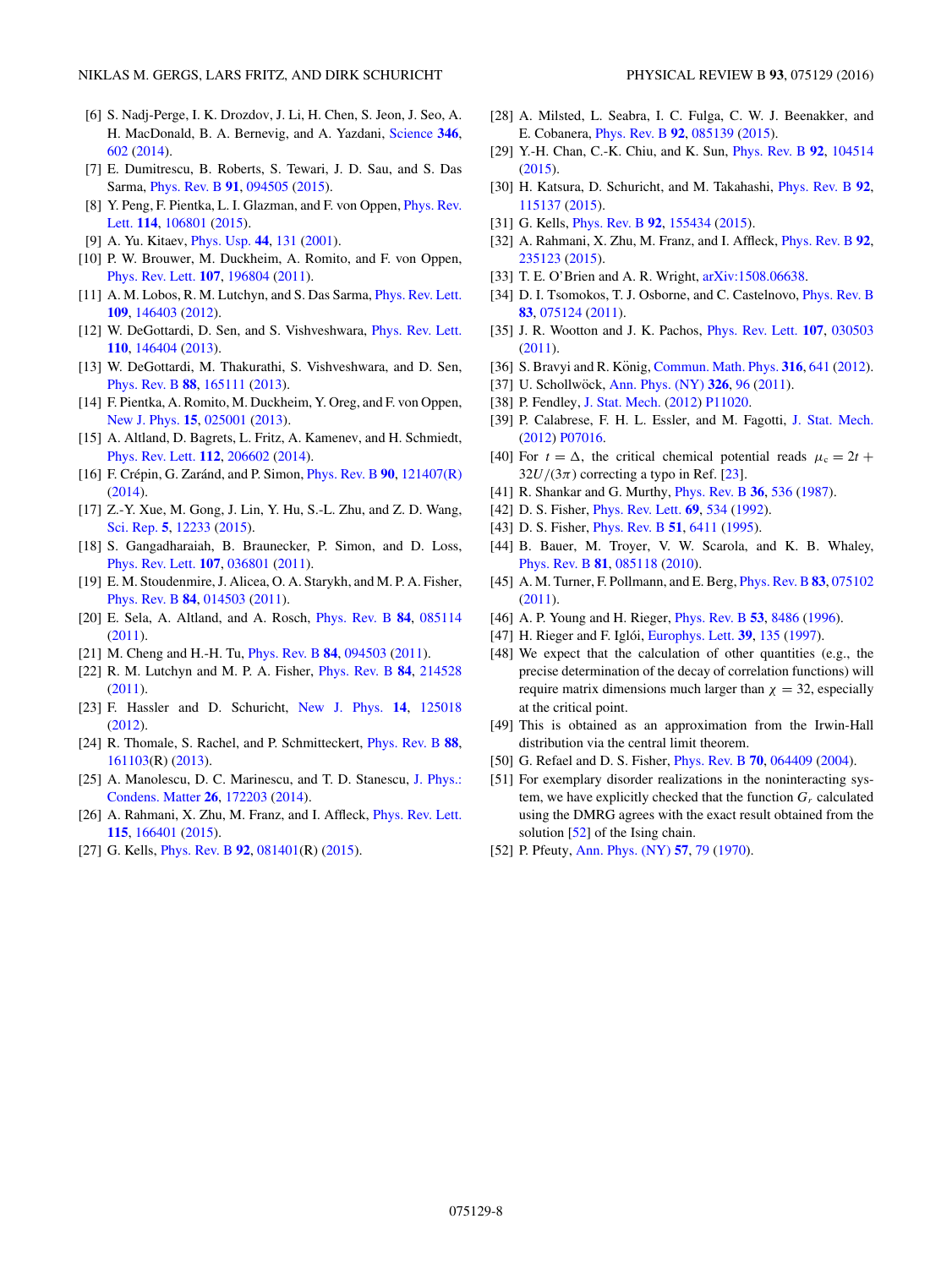[6] S. Nadj-Perge, I. K. Drozdov, J. Li, H. Chen, S. Jeon, J. Seo, A. H. MacDonald, B. A. Bernevig, and A. Yazdani, Science **346**, 602 (2014).

[7] E. Dumitrescu, B. Roberts, S. Tewari, J. D. Sau, and S. Das Sarma, Phys. Rev. B **91**, 094505 (2015).

[8] Y. Peng, F. Pientka, L. I. Glazman, and F. von Oppen, Phys. Rev. Lett. **114**, 106801 (2015).

[9] A. Yu. Kitaev, Phys. Usp. **44**, 131 (2001).

[10] P. W. Brouwer, M. Duckheim, A. Romito, and F. von Oppen, Phys. Rev. Lett. **107**, 196804 (2011).

[11] A. M. Lobos, R. M. Lutchyn, and S. Das Sarma, Phys. Rev. Lett. **109**, 146403 (2012).

[12] W. DeGottardi, D. Sen, and S. Vishveshwara, Phys. Rev. Lett. **110**, 146404 (2013).

[13] W. DeGottardi, M. Thakurathi, S. Vishveshwara, and D. Sen, Phys. Rev. B **88**, 165111 (2013).

[14] F. Pientka, A. Romito, M. Duckheim, Y. Oreg, and F. von Oppen, New J. Phys. **15**, 025001 (2013).

[15] A. Altland, D. Bagrets, L. Fritz, A. Kamenev, and H. Schmiedt, Phys. Rev. Lett. **112**, 206602 (2014).

[16] F. Crépin, G. Zaránd, and P. Simon, Phys. Rev. B **90**, 121407(R) (2014).

[17] Z.-Y. Xue, M. Gong, J. Lin, Y. Hu, S.-L. Zhu, and Z. D. Wang, Sci. Rep. **5**, 12233 (2015).

[18] S. Gangadharaiah, B. Braunecker, P. Simon, and D. Loss, Phys. Rev. Lett. **107**, 036801 (2011).

[19] E. M. Stoudenmire, J. Alicea, O. A. Starykh, and M. P. A. Fisher, Phys. Rev. B **84**, 014503 (2011).

[20] E. Sela, A. Altland, and A. Rosch, Phys. Rev. B **84**, 085114 (2011).

[21] M. Cheng and H.-H. Tu, Phys. Rev. B **84**, 094503 (2011).

[22] R. M. Lutchyn and M. P. A. Fisher, Phys. Rev. B **84**, 214528 (2011).

[23] F. Hassler and D. Schuricht, New J. Phys. **14**, 125018 (2012).

[24] R. Thomale, S. Rachel, and P. Schmitteckert, Phys. Rev. B **88**, 161103(R) (2013).

[25] A. Manolescu, D. C. Marinescu, and T. D. Stanescu, J. Phys.: Condens. Matter **26**, 172203 (2014).

[26] A. Rahmani, X. Zhu, M. Franz, and I. Affleck, Phys. Rev. Lett. **115**, 166401 (2015).

[27] G. Kells, Phys. Rev. B **92**, 081401(R) (2015).

[28] A. Milsted, L. Seabra, I. C. Fulga, C. W. J. Beenakker, and E. Cobanera, Phys. Rev. B **92**, 085139 (2015).

[29] Y.-H. Chan, C.-K. Chiu, and K. Sun, Phys. Rev. B **92**, 104514 (2015).

[30] H. Katsura, D. Schuricht, and M. Takahashi, Phys. Rev. B **92**, 115137 (2015).

[31] G. Kells, Phys. Rev. B **92**, 155434 (2015).

[32] A. Rahmani, X. Zhu, M. Franz, and I. Affleck, Phys. Rev. B **92**, 235123 (2015).

[33] T. E. O'Brien and A. R. Wright, arXiv:1508.06638.

[34] D. I. Tsomokos, T. J. Osborne, and C. Castelnovo, Phys. Rev. B **83**, 075124 (2011).

[35] J. R. Wootton and J. K. Pachos, Phys. Rev. Lett. **107**, 030503 (2011).

[36] S. Bravyi and R. König, Commun. Math. Phys. **316**, 641 (2012).

[37] U. Schollwöck, Ann. Phys. (NY) **326**, 96 (2011).

[38] P. Fendley, J. Stat. Mech. (2012) P11020.

[39] P. Calabrese, F. H. L. Essler, and M. Fagotti, J. Stat. Mech. (2012) P07016.

[40] For $t = \Delta$, the critical chemical potential reads $\mu_c = 2t + 32U/(3\pi)$ correcting a typo in Ref. [23].

[41] R. Shankar and G. Murthy, Phys. Rev. B **36**, 536 (1987).

[42] D. S. Fisher, Phys. Rev. Lett. **69**, 534 (1992).

[43] D. S. Fisher, Phys. Rev. B **51**, 6411 (1995).

[44] B. Bauer, M. Troyer, V. W. Scarola, and K. B. Whaley, Phys. Rev. B **81**, 085118 (2010).

[45] A. M. Turner, F. Pollmann, and E. Berg, Phys. Rev. B **83**, 075102 (2011).

[46] A. P. Young and H. Rieger, Phys. Rev. B **53**, 8486 (1996).

[47] H. Rieger and F. Iglói, Europhys. Lett. **39**, 135 (1997).

[48] We expect that the calculation of other quantities (e.g., the precise determination of the decay of correlation functions) will require matrix dimensions much larger than $\chi = 32$, especially at the critical point.

[49] This is obtained as an approximation from the Irwin-Hall distribution via the central limit theorem.

[50] G. Refael and D. S. Fisher, Phys. Rev. B **70**, 064409 (2004).

[51] For exemplary disorder realizations in the noninteracting system, we have explicitly checked that the function $G_r$ calculated using the DMRG agrees with the exact result obtained from the solution [52] of the Ising chain.

[52] P. Pfeuty, Ann. Phys. (NY) **57**, 79 (1970).